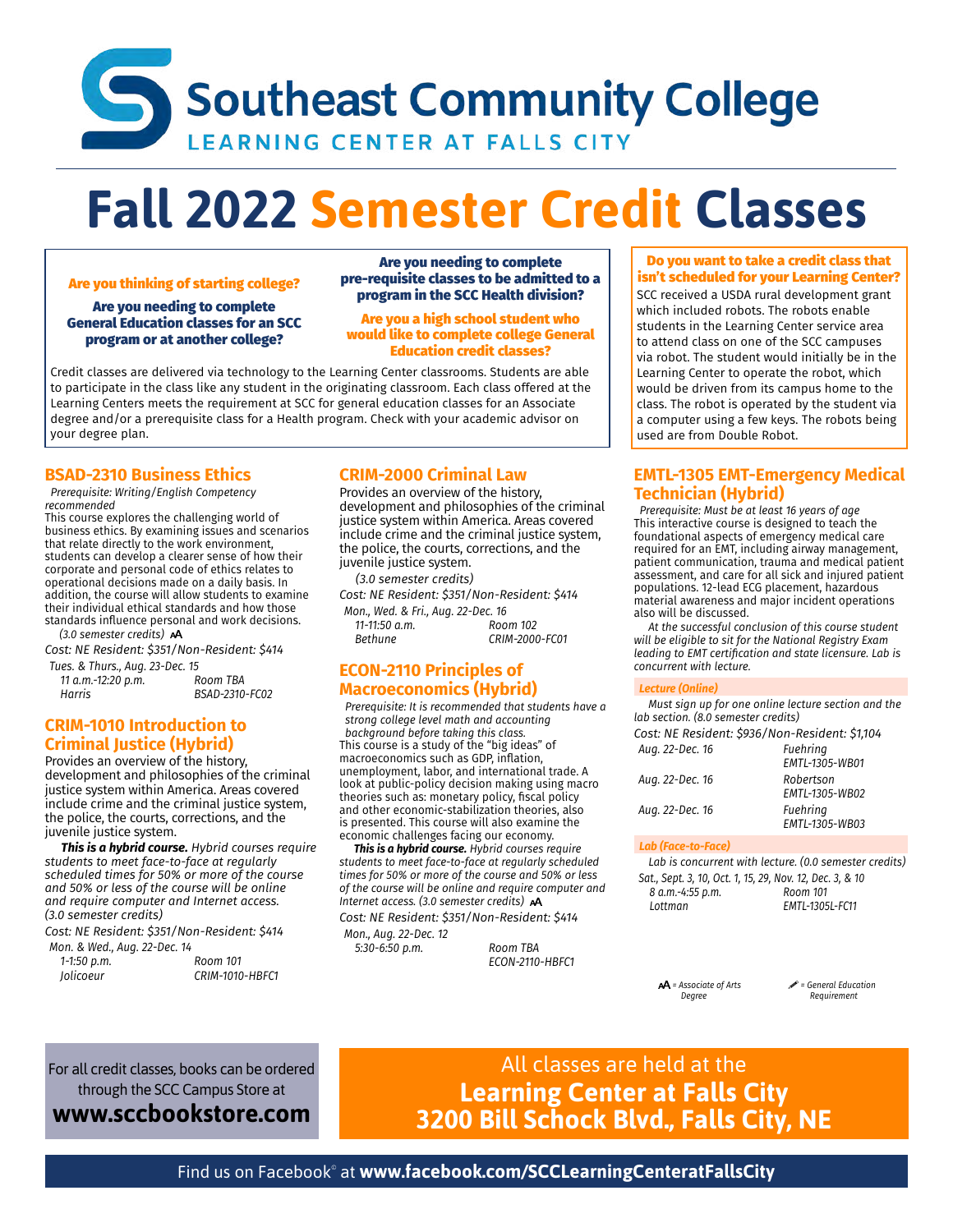# Southeast Community College

LEARNING CENTER AT FALLS CITY

# Fall 2022 Semester Credit Classes

**Are you thinking of starting college?**

**Are you needing to complete General Education classes for an SCC program or at another college?**

**Are you needing to complete pre-requisite classes to be admitted to a program in the SCC Health division?**

**Are you a high school student who would like to complete college General Education credit classes?**

Credit classes are delivered via technology to the Learning Center classrooms. Students are able to participate in the class like any student in the originating classroom. Each class offered at the Learning Centers meets the requirement at SCC for general education classes for an Associate degree and/or a prerequisite class for a Health program. Check with your academic advisor on your degree plan.

**Do you want to take a credit class that isn't scheduled for your Learning Center?**

SCC received a USDA rural development grant which included robots. The robots enable students in the Learning Center service area to attend class on one of the SCC campuses via robot. The student would initially be in the Learning Center to operate the robot, which would be driven from its campus home to the class. The robot is operated by the student via a computer using a few keys. The robots being used are from Double Robot.

## BSAD-2310 Business Ethics

*Prerequisite: Writing/English Competency recommended*

This course explores the challenging world of business ethics. By examining issues and scenarios that relate directly to the work environment, students can develop a clearer sense of how their corporate and personal code of ethics relates to operational decisions made on a daily basis. In addition, the course will allow students to examine their individual ethical standards and how those standards influence personal and work decisions.

*(3.0 semester credits)* AA

*Cost: NE Resident: $351/Non-Resident: $414*

*Tues. & Thurs., Aug. 23-Dec. 15*

| | |
|---|---|
| *11 a.m.-12:20 p.m.* | *Room TBA* |
| *Harris* | *BSAD-2310-FC02* |

## CRIM-1010 Introduction to Criminal Justice (Hybrid)

Provides an overview of the history, development and philosophies of the criminal justice system within America. Areas covered include crime and the criminal justice system, the police, the courts, corrections, and the juvenile justice system.

***This is a hybrid course.*** *Hybrid courses require students to meet face-to-face at regularly scheduled times for 50% or more of the course and 50% or less of the course will be online and require computer and Internet access. (3.0 semester credits)*

*Cost: NE Resident: $351/Non-Resident: $414*

*Mon. & Wed., Aug. 22-Dec. 14*

| | |
|---|---|
| *1-1:50 p.m.* | *Room 101* |
| *Jolicoeur* | *CRIM-1010-HBFC1* |

## CRIM-2000 Criminal Law

Provides an overview of the history, development and philosophies of the criminal justice system within America. Areas covered include crime and the criminal justice system, the police, the courts, corrections, and the juvenile justice system.

*(3.0 semester credits)*

*Cost: NE Resident: $351/Non-Resident: $414*

*Mon., Wed. & Fri., Aug. 22-Dec. 16*

| | |
|---|---|
| *11-11:50 a.m.* | *Room 102* |
| *Bethune* | *CRIM-2000-FC01* |

## ECON-2110 Principles of Macroeconomics (Hybrid)

*Prerequisite: It is recommended that students have a strong college level math and accounting background before taking this class.*

This course is a study of the "big ideas" of macroeconomics such as GDP, inflation, unemployment, labor, and international trade. A look at public-policy decision making using macro theories such as: monetary policy, fiscal policy and other economic-stabilization theories, also is presented. This course will also examine the economic challenges facing our economy.

***This is a hybrid course.*** *Hybrid courses require students to meet face-to-face at regularly scheduled times for 50% or more of the course and 50% or less of the course will be online and require computer and Internet access. (3.0 semester credits)* AA

*Cost: NE Resident: $351/Non-Resident: $414*

*Mon., Aug. 22-Dec. 12*

| | |
|---|---|
| *5:30-6:50 p.m.* | *Room TBA* |
| | *ECON-2110-HBFC1* |

## EMTL-1305 EMT-Emergency Medical Technician (Hybrid)

*Prerequisite: Must be at least 16 years of age*

This interactive course is designed to teach the foundational aspects of emergency medical care required for an EMT, including airway management, patient communication, trauma and medical patient assessment, and care for all sick and injured patient populations. 12-lead ECG placement, hazardous material awareness and major incident operations also will be discussed.

*At the successful conclusion of this course student will be eligible to sit for the National Registry Exam leading to EMT certification and state licensure. Lab is concurrent with lecture.*

**Lecture (Online)**

*Must sign up for one online lecture section and the lab section. (8.0 semester credits)*

*Cost: NE Resident: $936/Non-Resident: $1,104*

| | |
|---|---|
| *Aug. 22-Dec. 16* | *Fuehring* *EMTL-1305-WB01* |
| *Aug. 22-Dec. 16* | *Robertson* *EMTL-1305-WB02* |
| *Aug. 22-Dec. 16* | *Fuehring* *EMTL-1305-WB03* |

**Lab (Face-to-Face)**

*Lab is concurrent with lecture. (0.0 semester credits)*

*Sat., Sept. 3, 10, Oct. 1, 15, 29, Nov. 12, Dec. 3, & 10*

| | |
|---|---|
| *8 a.m.-4:55 p.m.* | *Room 101* |
| *Lottman* | *EMTL-1305L-FC11* |

AA = *Associate of Arts Degree*   ✎ = *General Education Requirement*

For all credit classes, books can be ordered through the SCC Campus Store at **www.sccbookstore.com**

All classes are held at the **Learning Center at Falls City 3200 Bill Schock Blvd., Falls City, NE**

Find us on Facebook® at **www.facebook.com/SCCLearningCenteratFallsCity**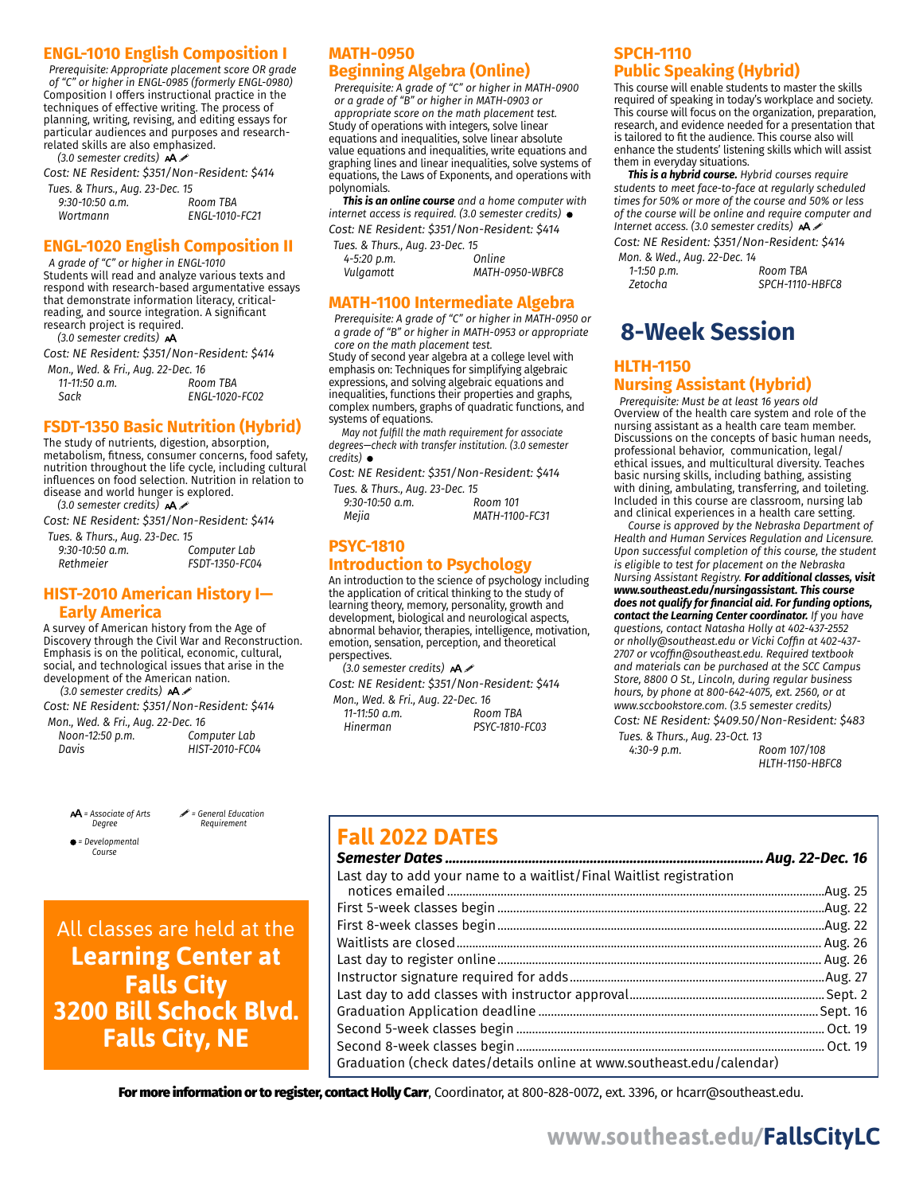## ENGL-1010 English Composition I

*Prerequisite: Appropriate placement score OR grade of "C" or higher in ENGL-0985 (formerly ENGL-0980)*

Composition I offers instructional practice in the techniques of effective writing. The process of planning, writing, revising, and editing essays for particular audiences and purposes and research-related skills are also emphasized.

*(3.0 semester credits)* AA ✐

*Cost: NE Resident: $351/Non-Resident: $414*

*Tues. & Thurs., Aug. 23-Dec. 15*
*9:30-10:50 a.m. — Room TBA*
*Wortmann — ENGL-1010-FC21*

## ENGL-1020 English Composition II

*A grade of "C" or higher in ENGL-1010*

Students will read and analyze various texts and respond with research-based argumentative essays that demonstrate information literacy, critical-reading, and source integration. A significant research project is required.

*(3.0 semester credits)* AA

*Cost: NE Resident: $351/Non-Resident: $414*

*Mon., Wed. & Fri., Aug. 22-Dec. 16*
*11-11:50 a.m. — Room TBA*
*Sack — ENGL-1020-FC02*

## FSDT-1350 Basic Nutrition (Hybrid)

The study of nutrients, digestion, absorption, metabolism, fitness, consumer concerns, food safety, nutrition throughout the life cycle, including cultural influences on food selection. Nutrition in relation to disease and world hunger is explored.

*(3.0 semester credits)* AA ✐

*Cost: NE Resident: $351/Non-Resident: $414*

*Tues. & Thurs., Aug. 23-Dec. 15*
*9:30-10:50 a.m. — Computer Lab*
*Rethmeier — FSDT-1350-FC04*

## HIST-2010 American History I—Early America

A survey of American history from the Age of Discovery through the Civil War and Reconstruction. Emphasis is on the political, economic, cultural, social, and technological issues that arise in the development of the American nation.

*(3.0 semester credits)* AA ✐

*Cost: NE Resident: $351/Non-Resident: $414*

*Mon., Wed. & Fri., Aug. 22-Dec. 16*
*Noon-12:50 p.m. — Computer Lab*
*Davis — HIST-2010-FC04*

## MATH-0950 Beginning Algebra (Online)

*Prerequisite: A grade of "C" or higher in MATH-0900 or a grade of "B" or higher in MATH-0903 or appropriate score on the math placement test.*

Study of operations with integers, solve linear equations and inequalities, solve linear absolute value equations and inequalities, write equations and graphing lines and linear inequalities, solve systems of equations, the Laws of Exponents, and operations with polynomials.

***This is an online course** and a home computer with internet access is required. (3.0 semester credits)* ●

*Cost: NE Resident: $351/Non-Resident: $414*

*Tues. & Thurs., Aug. 23-Dec. 15*
*4-5:20 p.m. — Online*
*Vulgamott — MATH-0950-WBFC8*

## MATH-1100 Intermediate Algebra

*Prerequisite: A grade of "C" or higher in MATH-0950 or a grade of "B" or higher in MATH-0953 or appropriate core on the math placement test.*

Study of second year algebra at a college level with emphasis on: Techniques for simplifying algebraic expressions, and solving algebraic equations and inequalities, functions their properties and graphs, complex numbers, graphs of quadratic functions, and systems of equations.

*May not fulfill the math requirement for associate degrees—check with transfer institution. (3.0 semester credits)* ●

*Cost: NE Resident: $351/Non-Resident: $414*

*Tues. & Thurs., Aug. 23-Dec. 15*
*9:30-10:50 a.m. — Room 101*
*Mejia — MATH-1100-FC31*

## PSYC-1810 Introduction to Psychology

An introduction to the science of psychology including the application of critical thinking to the study of learning theory, memory, personality, growth and development, biological and neurological aspects, abnormal behavior, therapies, intelligence, motivation, emotion, sensation, perception, and theoretical perspectives.

*(3.0 semester credits)* AA ✐

*Cost: NE Resident: $351/Non-Resident: $414*

*Mon., Wed. & Fri., Aug. 22-Dec. 16*
*11-11:50 a.m. — Room TBA*
*Hinerman — PSYC-1810-FC03*

## SPCH-1110 Public Speaking (Hybrid)

This course will enable students to master the skills required of speaking in today's workplace and society. This course will focus on the organization, preparation, research, and evidence needed for a presentation that is tailored to fit the audience. This course also will enhance the students' listening skills which will assist them in everyday situations.

***This is a hybrid course.** Hybrid courses require students to meet face-to-face at regularly scheduled times for 50% or more of the course and 50% or less of the course will be online and require computer and Internet access. (3.0 semester credits)* AA ✐

*Cost: NE Resident: $351/Non-Resident: $414*

*Mon. & Wed., Aug. 22-Dec. 14*
*1-1:50 p.m. — Room TBA*
*Zetocha — SPCH-1110-HBFC8*

# 8-Week Session

## HLTH-1150 Nursing Assistant (Hybrid)

*Prerequisite: Must be at least 16 years old*

Overview of the health care system and role of the nursing assistant as a health care team member. Discussions on the concepts of basic human needs, professional behavior, communication, legal/ethical issues, and multicultural diversity. Teaches basic nursing skills, including bathing, assisting with dining, ambulating, transferring, and toileting. Included in this course are classroom, nursing lab and clinical experiences in a health care setting.

*Course is approved by the Nebraska Department of Health and Human Services Regulation and Licensure. Upon successful completion of this course, the student is eligible to test for placement on the Nebraska Nursing Assistant Registry. **For additional classes, visit www.southeast.edu/nursingassistant. This course does not qualify for financial aid. For funding options, contact the Learning Center coordinator.** If you have questions, contact Natasha Holly at 402-437-2552 or nholly@southeast.edu or Vicki Coffin at 402-437-2707 or vcoffin@southeast.edu. Required textbook and materials can be purchased at the SCC Campus Store, 8800 O St., Lincoln, during regular business hours, by phone at 800-642-4075, ext. 2560, or at www.sccbookstore.com. (3.5 semester credits)*

*Cost: NE Resident: $409.50/Non-Resident: $483*

*Tues. & Thurs., Aug. 23-Oct. 13*
*4:30-9 p.m. — Room 107/108*
*HLTH-1150-HBFC8*

---

AA = *Associate of Arts Degree*
✐ = *General Education Requirement*
● = *Developmental Course*

All classes are held at the **Learning Center at Falls City 3200 Bill Schock Blvd. Falls City, NE**

## Fall 2022 DATES

| | |
|---|---|
| ***Semester Dates*** | ***Aug. 22-Dec. 16*** |
| Last day to add your name to a waitlist/Final Waitlist registration notices emailed | Aug. 25 |
| First 5-week classes begin | Aug. 22 |
| First 8-week classes begin | Aug. 22 |
| Waitlists are closed | Aug. 26 |
| Last day to register online | Aug. 26 |
| Instructor signature required for adds | Aug. 27 |
| Last day to add classes with instructor approval | Sept. 2 |
| Graduation Application deadline | Sept. 16 |
| Second 5-week classes begin | Oct. 19 |
| Second 8-week classes begin | Oct. 19 |
| Graduation (check dates/details online at www.southeast.edu/calendar) | |

**For more information or to register, contact Holly Carr**, Coordinator, at 800-828-0072, ext. 3396, or hcarr@southeast.edu.

www.southeast.edu/**FallsCityLC**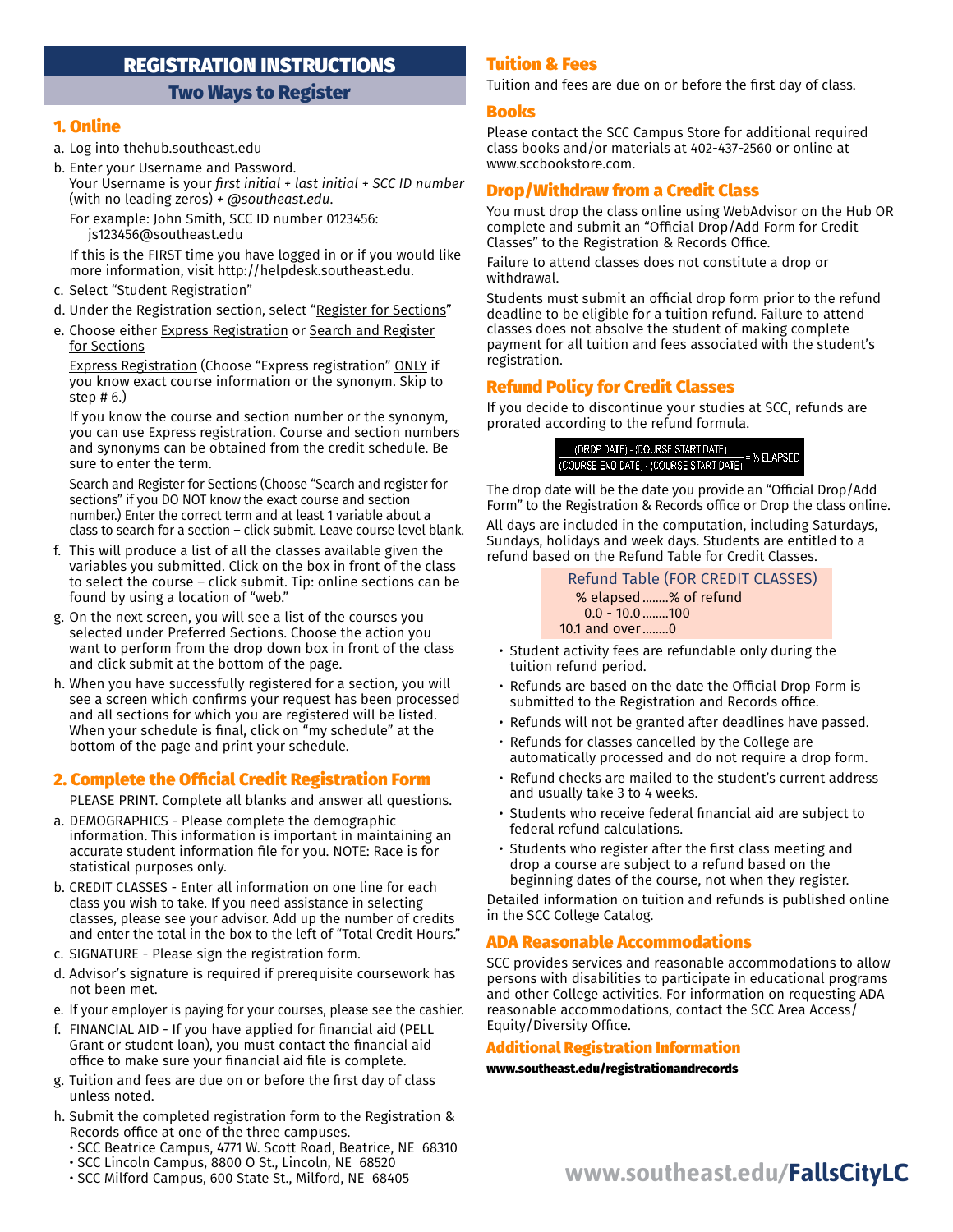# REGISTRATION INSTRUCTIONS

## Two Ways to Register

### 1. Online

a. Log into thehub.southeast.edu

b. Enter your Username and Password.
Your Username is your *first initial + last initial + SCC ID number* (with no leading zeros) *+ @southeast.edu*.

For example: John Smith, SCC ID number 0123456: js123456@southeast.edu

If this is the FIRST time you have logged in or if you would like more information, visit http://helpdesk.southeast.edu.

c. Select "Student Registration"

d. Under the Registration section, select "Register for Sections"

e. Choose either Express Registration or Search and Register for Sections

Express Registration (Choose "Express registration" ONLY if you know exact course information or the synonym. Skip to step # 6.)

If you know the course and section number or the synonym, you can use Express registration. Course and section numbers and synonyms can be obtained from the credit schedule. Be sure to enter the term.

Search and Register for Sections (Choose "Search and register for sections" if you DO NOT know the exact course and section number.) Enter the correct term and at least 1 variable about a class to search for a section – click submit. Leave course level blank.

f. This will produce a list of all the classes available given the variables you submitted. Click on the box in front of the class to select the course – click submit. Tip: online sections can be found by using a location of "web."

g. On the next screen, you will see a list of the courses you selected under Preferred Sections. Choose the action you want to perform from the drop down box in front of the class and click submit at the bottom of the page.

h. When you have successfully registered for a section, you will see a screen which confirms your request has been processed and all sections for which you are registered will be listed. When your schedule is final, click on "my schedule" at the bottom of the page and print your schedule.

### 2. Complete the Official Credit Registration Form

PLEASE PRINT. Complete all blanks and answer all questions.

a. DEMOGRAPHICS - Please complete the demographic information. This information is important in maintaining an accurate student information file for you. NOTE: Race is for statistical purposes only.

b. CREDIT CLASSES - Enter all information on one line for each class you wish to take. If you need assistance in selecting classes, please see your advisor. Add up the number of credits and enter the total in the box to the left of "Total Credit Hours."

c. SIGNATURE - Please sign the registration form.

d. Advisor's signature is required if prerequisite coursework has not been met.

e. If your employer is paying for your courses, please see the cashier.

f. FINANCIAL AID - If you have applied for financial aid (PELL Grant or student loan), you must contact the financial aid office to make sure your financial aid file is complete.

g. Tuition and fees are due on or before the first day of class unless noted.

h. Submit the completed registration form to the Registration & Records office at one of the three campuses.
- SCC Beatrice Campus, 4771 W. Scott Road, Beatrice, NE 68310
- SCC Lincoln Campus, 8800 O St., Lincoln, NE 68520
- SCC Milford Campus, 600 State St., Milford, NE 68405

### Tuition & Fees

Tuition and fees are due on or before the first day of class.

### Books

Please contact the SCC Campus Store for additional required class books and/or materials at 402-437-2560 or online at www.sccbookstore.com.

### Drop/Withdraw from a Credit Class

You must drop the class online using WebAdvisor on the Hub OR complete and submit an "Official Drop/Add Form for Credit Classes" to the Registration & Records Office.

Failure to attend classes does not constitute a drop or withdrawal.

Students must submit an official drop form prior to the refund deadline to be eligible for a tuition refund. Failure to attend classes does not absolve the student of making complete payment for all tuition and fees associated with the student's registration.

### Refund Policy for Credit Classes

If you decide to discontinue your studies at SCC, refunds are prorated according to the refund formula.

$$\frac{\text{(DROP DATE) - (COURSE START DATE)}}{\text{(COURSE END DATE) - (COURSE START DATE)}} = \text{\% ELAPSED}$$

The drop date will be the date you provide an "Official Drop/Add Form" to the Registration & Records office or Drop the class online.

All days are included in the computation, including Saturdays, Sundays, holidays and week days. Students are entitled to a refund based on the Refund Table for Credit Classes.

Refund Table (FOR CREDIT CLASSES)

| % elapsed | % of refund |
|---|---|
| 0.0 - 10.0 | 100 |
| 10.1 and over | 0 |

- Student activity fees are refundable only during the tuition refund period.
- Refunds are based on the date the Official Drop Form is submitted to the Registration and Records office.
- Refunds will not be granted after deadlines have passed.
- Refunds for classes cancelled by the College are automatically processed and do not require a drop form.
- Refund checks are mailed to the student's current address and usually take 3 to 4 weeks.
- Students who receive federal financial aid are subject to federal refund calculations.
- Students who register after the first class meeting and drop a course are subject to a refund based on the beginning dates of the course, not when they register.

Detailed information on tuition and refunds is published online in the SCC College Catalog.

### ADA Reasonable Accommodations

SCC provides services and reasonable accommodations to allow persons with disabilities to participate in educational programs and other College activities. For information on requesting ADA reasonable accommodations, contact the SCC Area Access/ Equity/Diversity Office.

### Additional Registration Information

**www.southeast.edu/registrationandrecords**

www.southeast.edu/**FallsCityLC**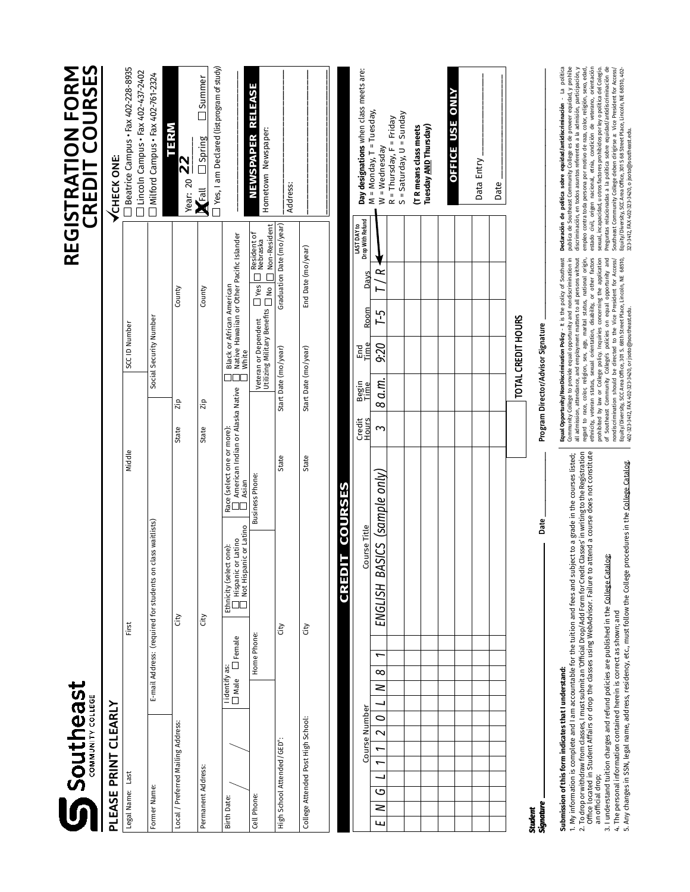# Southeast COMMUNITY COLLEGE

# REGISTRATION FORM CREDIT COURSES

## PLEASE PRINT CLEARLY

| | | | | | |
|---|---|---|---|---|---|
| Legal Name: Last | First | Middle | | SCC ID Number | |
| Former Name: | E-mail Address: (required for students on class waitlists) | | | Social Security Number | |
| Local / Preferred Mailing Address: | City | State | Zip | County | |
| Permanent Address: | City | State | Zip | County | |
| Birth Date: / / | I identify as: ☐ Male ☐ Female | Ethnicity (select one): ☐ Hispanic or Latino ☐ Not Hispanic or Latino | Race (select one or more): ☐ American Indian or Alaska Native ☐ Asian | ☐ Black or African American ☐ Native Hawaiian or Other Pacific Islander ☐ White | |
| Cell Phone: | Home Phone: | Business Phone: | | Veteran or Dependent Utilizing Military Benefits ☐ Yes ☐ No | Resident of Nebraska ☐ Non-Resident |
| High School Attended/GED*: | City | State | Start Date (mo/year) | Graduation Date (mo/year) | |
| College Attended Post High School: | City | State | Start Date (mo/year) | End Date (mo/year) | |

✓ **CHECK ONE:**
- ☐ Beatrice Campus • Fax 402-228-8935
- ☐ Lincoln Campus • Fax 402-437-2402
- ☐ Milford Campus • Fax 402-761-2324

## TERM

Year: 20 22

☒ Fall ☐ Spring ☐ Summer

☐ Yes, I am Declared (list program of study)

## NEWSPAPER RELEASE

Hometown Newspaper:

Address:

## CREDIT COURSES

| Course Number | Course Title | Credit Hours | Begin Time | End Time | Room | Days | LAST DAY to Drop With Refund |
|---|---|---|---|---|---|---|---|
| E N G L 1 1 2 0 L N 8 1 | ENGLISH BASICS (sample only) | 3 | 8 a.m. | 9:20 | T-5 | T / R | |
| | | | | | | | |
| | | | | | | | |
| | | | | | | | |
| | | | | | | | |
| | | | | | | | |
| | | | | | | | |
| | | | | | | | |
| | | | | | | | |
| | | | | | | | |
| | | | | | | | |
| | | | | | | | |
| | | | | | | | |
| | | | | | | | |

TOTAL CREDIT HOURS

**Day designations** when class meets are:
M = Monday, T = Tuesday,
W = Wednesday
R = Thursday, F = Friday
S = Saturday, U = Sunday

**(T R means class meets Tuesday AND Thursday)**

## OFFICE USE ONLY

Data Entry ____________

Date ____________

**Student Signature** ____________________ Date ____________ Program Director/Advisor Signature ____________________

**Submission of this form indicates that I understand:**

1. My information is complete and I am accountable for the tuition and fees and subject to a grade in the courses listed;
2. To drop or withdraw from classes, I must submit an 'Official Drop/Add Form for Credit Classes' in writing to the Registration Office located in Student Affairs or drop the classes using WebAdvisor. Failure to attend a course does not constitute an official drop;
3. I understand tuition charges and refund policies are published in the College Catalog;
4. The personal information contained herein is correct as shown; and
5. Any changes in SSN, legal name, address, residency, etc., must follow the College procedures in the College Catalog.

**Equal Opportunity/Nondiscrimination Policy** - It is the policy of Southeast Community College to provide equal opportunity and nondiscrimination in all admission, attendance, and employment matters to all persons without regard to race, color, religion, sex, age, marital status, national origin, ethnicity, veteran status, sexual orientation, disability, or other factors prohibited by law or College policy. Inquiries concerning the application of Southeast Community College's policies on equal opportunity and nondiscrimination should be directed to the Vice President for Access/Equity/Diversity, SCC Area Office, 301 S. 68th Street Place, Lincoln, NE 68510, 402-323-3412, FAX 402-323-3420, or jsoto@southeast.edu.

**Declaración de política sobre equidad/antidiscriminación** - La política pública de Southeast Community College es de proveer equidad, y prohíbe discriminación, en todos asuntos referentes a la admisión, participación, y empleo contra toda persona por motivo de raza, color, religión, sexo, edad, estado civil, origen nacional, etnia, condición de veterano, orientación sexual, incapacidad, u otros factores prohibidos por ley o política del Colegio. Preguntas relacionadas a la política sobre equidad/antidiscriminación de Southeast Community College deben dirigirse a: Vice President for Access/Equity/Diversity, SCC Area Office, 301 S. 68 Street Place, Lincoln, NE 68510, 402-323-3412, FAX 402-323-3420, o jsoto@southeast.edu.